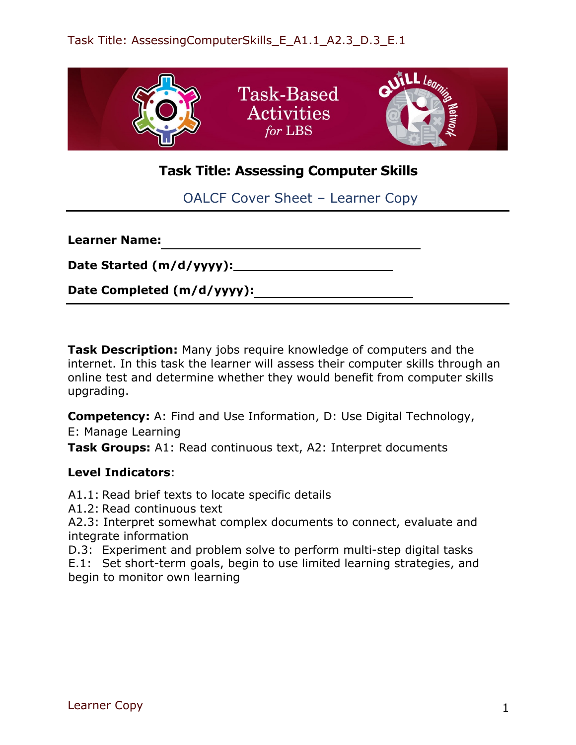# Task Title: Assessing Computer Skills

## OALCF Cover Sheet – Learner Copy

**Learner Name:** ____________________________________

**Date Started (m/d/yyyy):** ______________________

**Date Completed (m/d/yyyy):** ______________________

**Task Description:** Many jobs require knowledge of computers and the internet. In this task the learner will assess their computer skills through an online test and determine whether they would benefit from computer skills upgrading.

**Competency:** A: Find and Use Information, D: Use Digital Technology, E: Manage Learning

**Task Groups:** A1: Read continuous text, A2: Interpret documents

**Level Indicators**:

A1.1: Read brief texts to locate specific details
A1.2: Read continuous text
A2.3: Interpret somewhat complex documents to connect, evaluate and integrate information
D.3: Experiment and problem solve to perform multi-step digital tasks
E.1: Set short-term goals, begin to use limited learning strategies, and begin to monitor own learning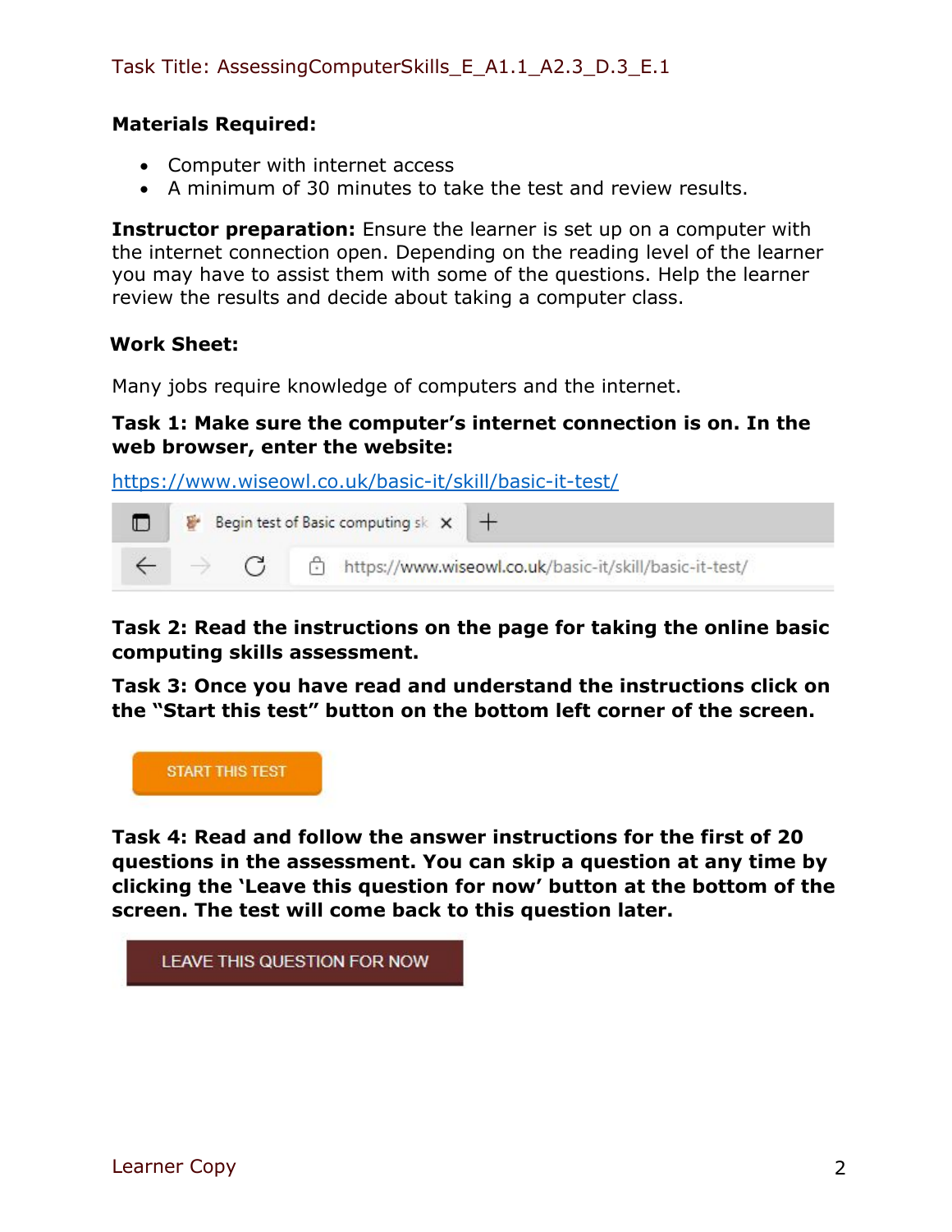Task Title: AssessingComputerSkills_E_A1.1_A2.3_D.3_E.1

**Materials Required:**

- Computer with internet access
- A minimum of 30 minutes to take the test and review results.

**Instructor preparation:** Ensure the learner is set up on a computer with the internet connection open. Depending on the reading level of the learner you may have to assist them with some of the questions. Help the learner review the results and decide about taking a computer class.

**Work Sheet:**

Many jobs require knowledge of computers and the internet.

**Task 1: Make sure the computer's internet connection is on. In the web browser, enter the website:**

https://www.wiseowl.co.uk/basic-it/skill/basic-it-test/

**Task 2: Read the instructions on the page for taking the online basic computing skills assessment.**

**Task 3: Once you have read and understand the instructions click on the "Start this test" button on the bottom left corner of the screen.**

**Task 4: Read and follow the answer instructions for the first of 20 questions in the assessment. You can skip a question at any time by clicking the 'Leave this question for now' button at the bottom of the screen. The test will come back to this question later.**

Learner Copy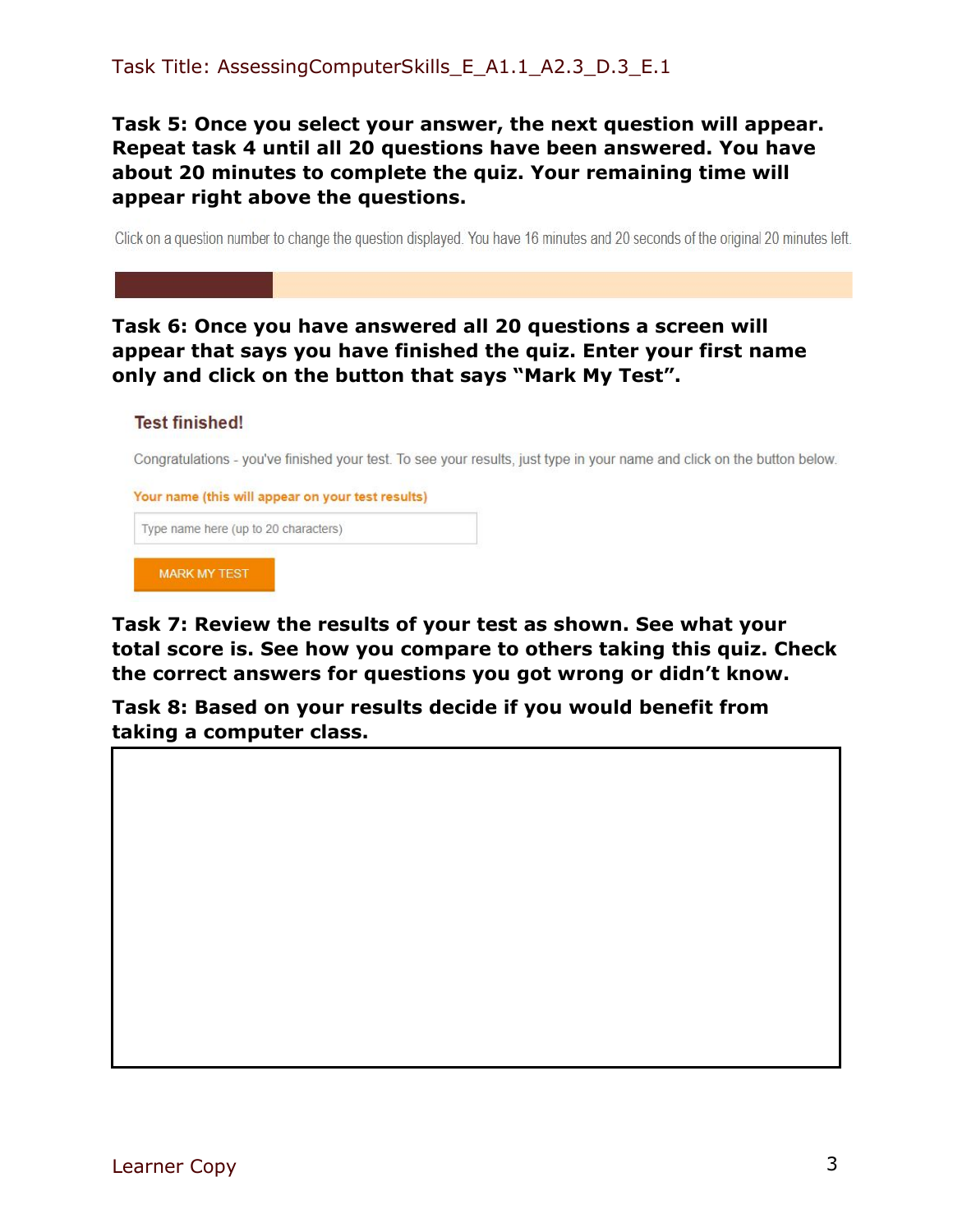Task Title: AssessingComputerSkills_E_A1.1_A2.3_D.3_E.1

**Task 5: Once you select your answer, the next question will appear. Repeat task 4 until all 20 questions have been answered. You have about 20 minutes to complete the quiz. Your remaining time will appear right above the questions.**

Click on a question number to change the question displayed. You have 16 minutes and 20 seconds of the original 20 minutes left.

**Task 6: Once you have answered all 20 questions a screen will appear that says you have finished the quiz. Enter your first name only and click on the button that says "Mark My Test".**

**Test finished!**

Congratulations - you've finished your test. To see your results, just type in your name and click on the button below.

Your name (this will appear on your test results)

Type name here (up to 20 characters)

MARK MY TEST

**Task 7: Review the results of your test as shown. See what your total score is. See how you compare to others taking this quiz. Check the correct answers for questions you got wrong or didn't know.**

**Task 8: Based on your results decide if you would benefit from taking a computer class.**

Learner Copy